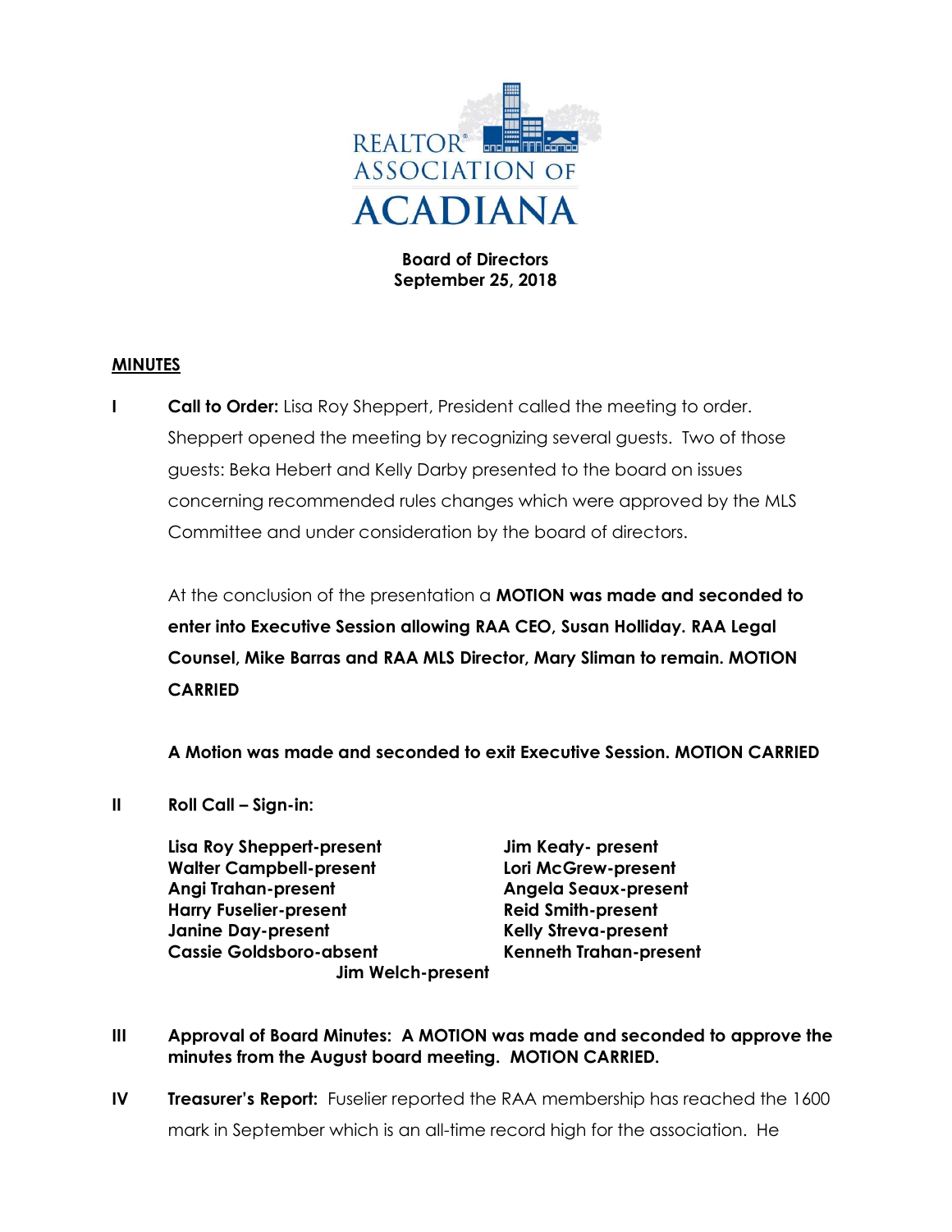REALTOR® ASSOCIATION OF ACADIANA

**Board of Directors**
**September 25, 2018**

**MINUTES**

**I** **Call to Order:** Lisa Roy Sheppert, President called the meeting to order. Sheppert opened the meeting by recognizing several guests. Two of those guests: Beka Hebert and Kelly Darby presented to the board on issues concerning recommended rules changes which were approved by the MLS Committee and under consideration by the board of directors.

At the conclusion of the presentation a **MOTION was made and seconded to enter into Executive Session allowing RAA CEO, Susan Holliday. RAA Legal Counsel, Mike Barras and RAA MLS Director, Mary Sliman to remain. MOTION CARRIED**

**A Motion was made and seconded to exit Executive Session. MOTION CARRIED**

**II** **Roll Call – Sign-in:**

**Lisa Roy Sheppert-present**
**Walter Campbell-present**
**Angi Trahan-present**
**Harry Fuselier-present**
**Janine Day-present**
**Cassie Goldsboro-absent**
**Jim Keaty- present**
**Lori McGrew-present**
**Angela Seaux-present**
**Reid Smith-present**
**Kelly Streva-present**
**Kenneth Trahan-present**
**Jim Welch-present**

**III** **Approval of Board Minutes: A MOTION was made and seconded to approve the minutes from the August board meeting. MOTION CARRIED.**

**IV** **Treasurer's Report:** Fuselier reported the RAA membership has reached the 1600 mark in September which is an all-time record high for the association. He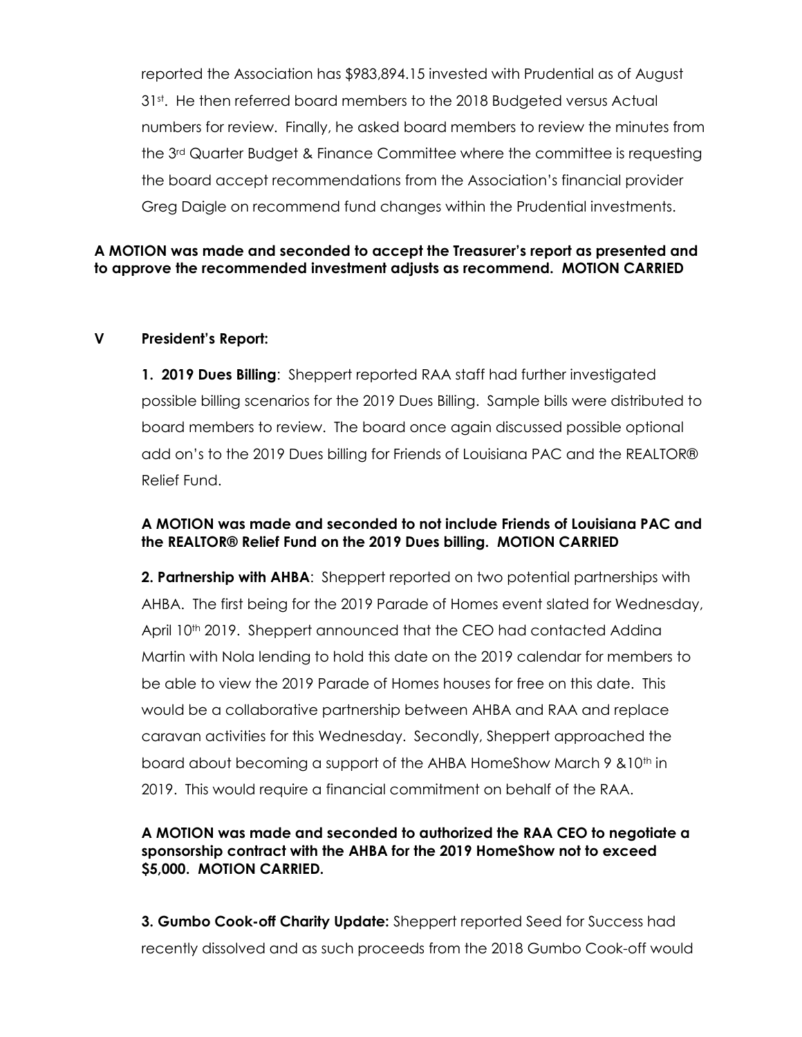reported the Association has $983,894.15 invested with Prudential as of August 31st. He then referred board members to the 2018 Budgeted versus Actual numbers for review. Finally, he asked board members to review the minutes from the 3rd Quarter Budget & Finance Committee where the committee is requesting the board accept recommendations from the Association's financial provider Greg Daigle on recommend fund changes within the Prudential investments.

**A MOTION was made and seconded to accept the Treasurer's report as presented and to approve the recommended investment adjusts as recommend. MOTION CARRIED**

## V President's Report:

**1. 2019 Dues Billing**: Sheppert reported RAA staff had further investigated possible billing scenarios for the 2019 Dues Billing. Sample bills were distributed to board members to review. The board once again discussed possible optional add on's to the 2019 Dues billing for Friends of Louisiana PAC and the REALTOR® Relief Fund.

**A MOTION was made and seconded to not include Friends of Louisiana PAC and the REALTOR® Relief Fund on the 2019 Dues billing. MOTION CARRIED**

**2. Partnership with AHBA**: Sheppert reported on two potential partnerships with AHBA. The first being for the 2019 Parade of Homes event slated for Wednesday, April 10th 2019. Sheppert announced that the CEO had contacted Addina Martin with Nola lending to hold this date on the 2019 calendar for members to be able to view the 2019 Parade of Homes houses for free on this date. This would be a collaborative partnership between AHBA and RAA and replace caravan activities for this Wednesday. Secondly, Sheppert approached the board about becoming a support of the AHBA HomeShow March 9 &10th in 2019. This would require a financial commitment on behalf of the RAA.

**A MOTION was made and seconded to authorized the RAA CEO to negotiate a sponsorship contract with the AHBA for the 2019 HomeShow not to exceed $5,000. MOTION CARRIED.**

**3. Gumbo Cook-off Charity Update:** Sheppert reported Seed for Success had recently dissolved and as such proceeds from the 2018 Gumbo Cook-off would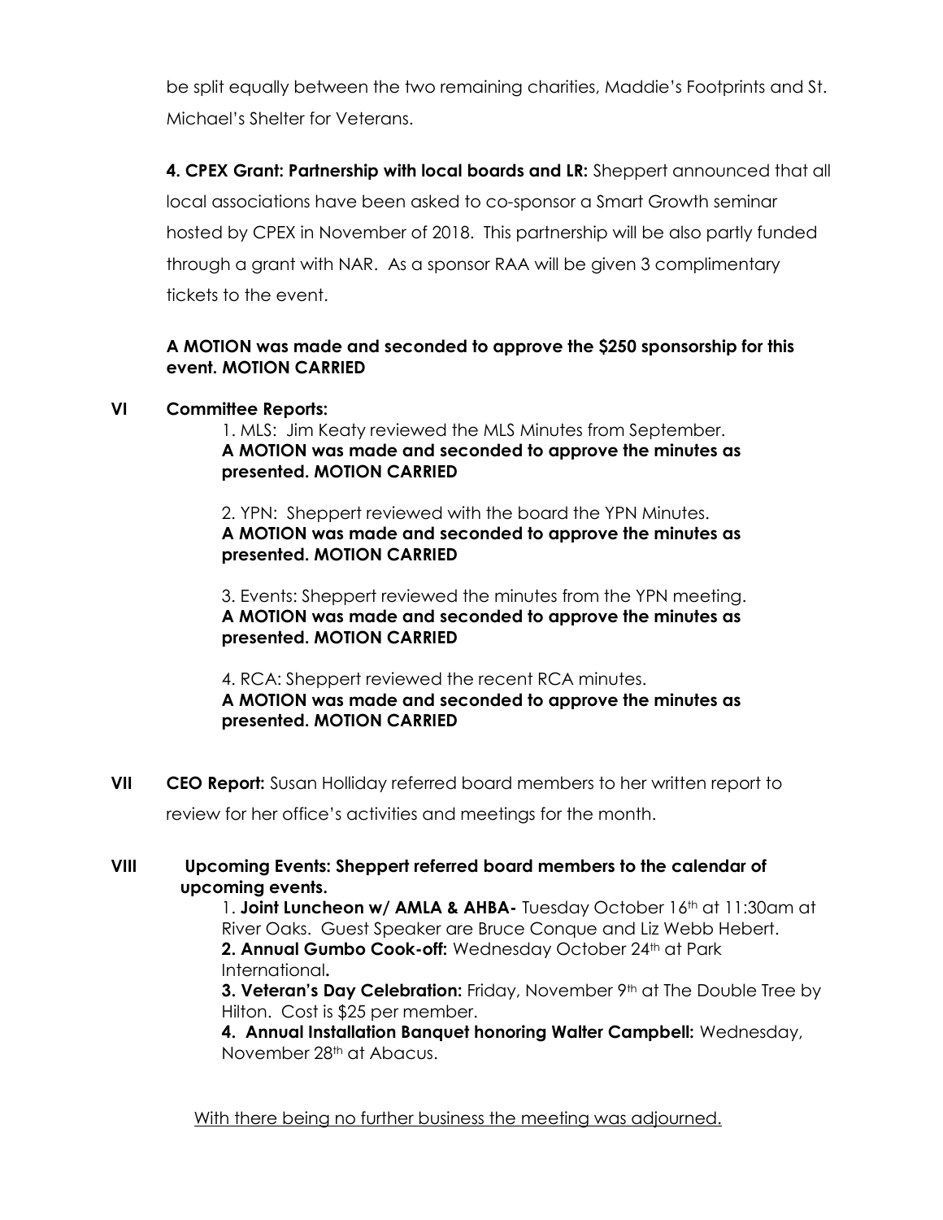be split equally between the two remaining charities, Maddie's Footprints and St. Michael's Shelter for Veterans.

**4. CPEX Grant: Partnership with local boards and LR:** Sheppert announced that all local associations have been asked to co-sponsor a Smart Growth seminar hosted by CPEX in November of 2018. This partnership will be also partly funded through a grant with NAR. As a sponsor RAA will be given 3 complimentary tickets to the event.

**A MOTION was made and seconded to approve the $250 sponsorship for this event. MOTION CARRIED**

**VI Committee Reports:**

1. MLS: Jim Keaty reviewed the MLS Minutes from September.
**A MOTION was made and seconded to approve the minutes as presented. MOTION CARRIED**

2. YPN: Sheppert reviewed with the board the YPN Minutes.
**A MOTION was made and seconded to approve the minutes as presented. MOTION CARRIED**

3. Events: Sheppert reviewed the minutes from the YPN meeting.
**A MOTION was made and seconded to approve the minutes as presented. MOTION CARRIED**

4. RCA: Sheppert reviewed the recent RCA minutes.
**A MOTION was made and seconded to approve the minutes as presented. MOTION CARRIED**

**VII CEO Report:** Susan Holliday referred board members to her written report to review for her office's activities and meetings for the month.

**VIII Upcoming Events: Sheppert referred board members to the calendar of upcoming events.**

1. **Joint Luncheon w/ AMLA & AHBA-** Tuesday October 16th at 11:30am at River Oaks. Guest Speaker are Bruce Conque and Liz Webb Hebert.
**2. Annual Gumbo Cook-off:** Wednesday October 24th at Park International**.**
**3. Veteran's Day Celebration:** Friday, November 9th at The Double Tree by Hilton. Cost is $25 per member.
**4. Annual Installation Banquet honoring Walter Campbell:** Wednesday, November 28th at Abacus.

With there being no further business the meeting was adjourned.